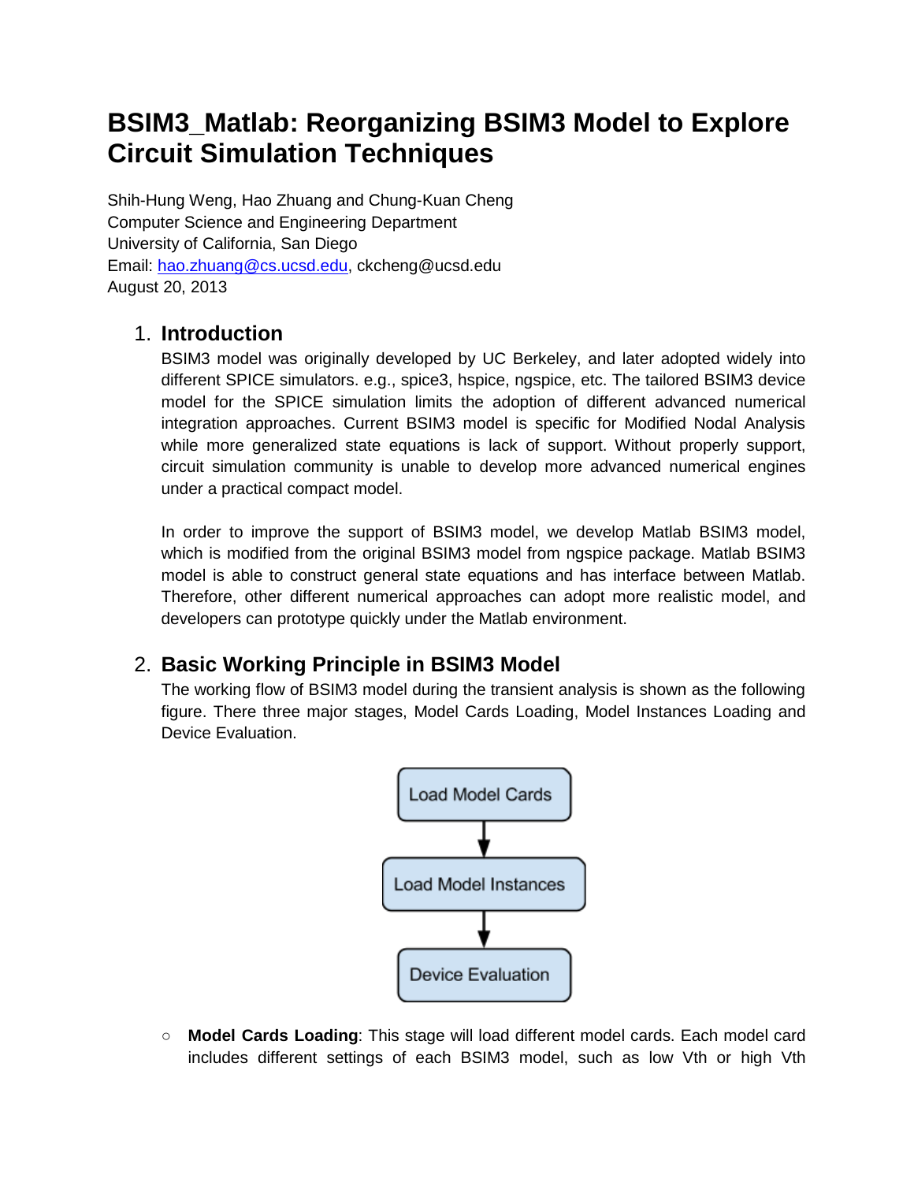# BSIM3_Matlab: Reorganizing BSIM3 Model to Explore Circuit Simulation Techniques

Shih-Hung Weng, Hao Zhuang and Chung-Kuan Cheng
Computer Science and Engineering Department
University of California, San Diego
Email: hao.zhuang@cs.ucsd.edu, ckcheng@ucsd.edu
August 20, 2013

## 1. Introduction

BSIM3 model was originally developed by UC Berkeley, and later adopted widely into different SPICE simulators. e.g., spice3, hspice, ngspice, etc. The tailored BSIM3 device model for the SPICE simulation limits the adoption of different advanced numerical integration approaches. Current BSIM3 model is specific for Modified Nodal Analysis while more generalized state equations is lack of support. Without properly support, circuit simulation community is unable to develop more advanced numerical engines under a practical compact model.

In order to improve the support of BSIM3 model, we develop Matlab BSIM3 model, which is modified from the original BSIM3 model from ngspice package. Matlab BSIM3 model is able to construct general state equations and has interface between Matlab. Therefore, other different numerical approaches can adopt more realistic model, and developers can prototype quickly under the Matlab environment.

## 2. Basic Working Principle in BSIM3 Model

The working flow of BSIM3 model during the transient analysis is shown as the following figure. There three major stages, Model Cards Loading, Model Instances Loading and Device Evaluation.

Load Model Cards → Load Model Instances → Device Evaluation

- **Model Cards Loading**: This stage will load different model cards. Each model card includes different settings of each BSIM3 model, such as low Vth or high Vth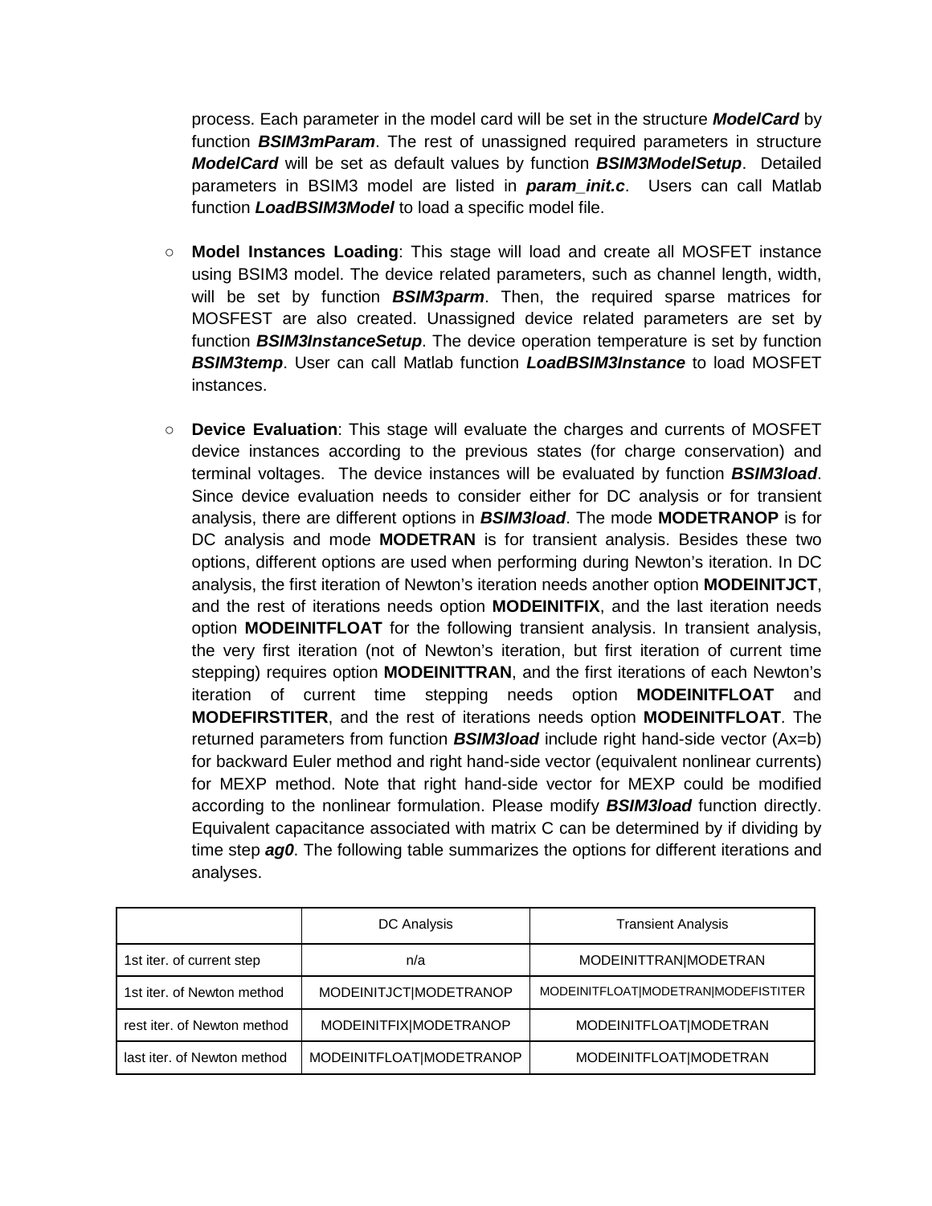process. Each parameter in the model card will be set in the structure ***ModelCard*** by function ***BSIM3mParam***. The rest of unassigned required parameters in structure ***ModelCard*** will be set as default values by function ***BSIM3ModelSetup***. Detailed parameters in BSIM3 model are listed in ***param_init.c***. Users can call Matlab function ***LoadBSIM3Model*** to load a specific model file.

- **Model Instances Loading**: This stage will load and create all MOSFET instance using BSIM3 model. The device related parameters, such as channel length, width, will be set by function ***BSIM3parm***. Then, the required sparse matrices for MOSFEST are also created. Unassigned device related parameters are set by function ***BSIM3InstanceSetup***. The device operation temperature is set by function ***BSIM3temp***. User can call Matlab function ***LoadBSIM3Instance*** to load MOSFET instances.

- **Device Evaluation**: This stage will evaluate the charges and currents of MOSFET device instances according to the previous states (for charge conservation) and terminal voltages. The device instances will be evaluated by function ***BSIM3load***. Since device evaluation needs to consider either for DC analysis or for transient analysis, there are different options in ***BSIM3load***. The mode **MODETRANOP** is for DC analysis and mode **MODETRAN** is for transient analysis. Besides these two options, different options are used when performing during Newton's iteration. In DC analysis, the first iteration of Newton's iteration needs another option **MODEINITJCT**, and the rest of iterations needs option **MODEINITFIX**, and the last iteration needs option **MODEINITFLOAT** for the following transient analysis. In transient analysis, the very first iteration (not of Newton's iteration, but first iteration of current time stepping) requires option **MODEINITTRAN**, and the first iterations of each Newton's iteration of current time stepping needs option **MODEINITFLOAT** and **MODEFIRSTITER**, and the rest of iterations needs option **MODEINITFLOAT**. The returned parameters from function ***BSIM3load*** include right hand-side vector (Ax=b) for backward Euler method and right hand-side vector (equivalent nonlinear currents) for MEXP method. Note that right hand-side vector for MEXP could be modified according to the nonlinear formulation. Please modify ***BSIM3load*** function directly. Equivalent capacitance associated with matrix C can be determined by if dividing by time step ***ag0***. The following table summarizes the options for different iterations and analyses.

| | DC Analysis | Transient Analysis |
|---|---|---|
| 1st iter. of current step | n/a | MODEINITTRAN\|MODETRAN |
| 1st iter. of Newton method | MODEINITJCT\|MODETRANOP | MODEINITFLOAT\|MODETRAN\|MODEFISTITER |
| rest iter. of Newton method | MODEINITFIX\|MODETRANOP | MODEINITFLOAT\|MODETRAN |
| last iter. of Newton method | MODEINITFLOAT\|MODETRANOP | MODEINITFLOAT\|MODETRAN |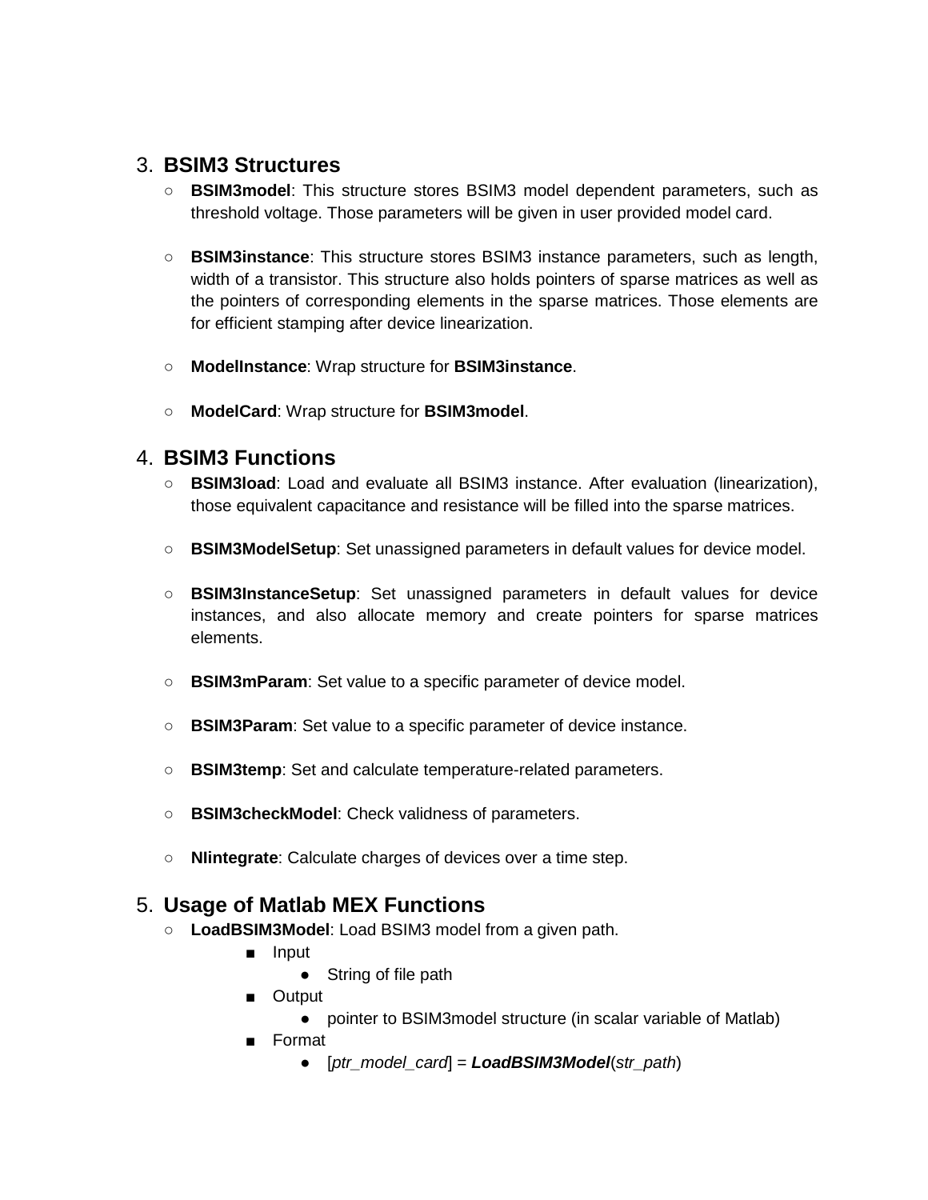## 3. BSIM3 Structures

- **BSIM3model**: This structure stores BSIM3 model dependent parameters, such as threshold voltage. Those parameters will be given in user provided model card.

- **BSIM3instance**: This structure stores BSIM3 instance parameters, such as length, width of a transistor. This structure also holds pointers of sparse matrices as well as the pointers of corresponding elements in the sparse matrices. Those elements are for efficient stamping after device linearization.

- **ModelInstance**: Wrap structure for **BSIM3instance**.

- **ModelCard**: Wrap structure for **BSIM3model**.

## 4. BSIM3 Functions

- **BSIM3load**: Load and evaluate all BSIM3 instance. After evaluation (linearization), those equivalent capacitance and resistance will be filled into the sparse matrices.

- **BSIM3ModelSetup**: Set unassigned parameters in default values for device model.

- **BSIM3InstanceSetup**: Set unassigned parameters in default values for device instances, and also allocate memory and create pointers for sparse matrices elements.

- **BSIM3mParam**: Set value to a specific parameter of device model.

- **BSIM3Param**: Set value to a specific parameter of device instance.

- **BSIM3temp**: Set and calculate temperature-related parameters.

- **BSIM3checkModel**: Check validness of parameters.

- **NIintegrate**: Calculate charges of devices over a time step.

## 5. Usage of Matlab MEX Functions

- **LoadBSIM3Model**: Load BSIM3 model from a given path.
  - Input
    - String of file path
  - Output
    - pointer to BSIM3model structure (in scalar variable of Matlab)
  - Format
    - [*ptr_model_card*] = ***LoadBSIM3Model***(*str_path*)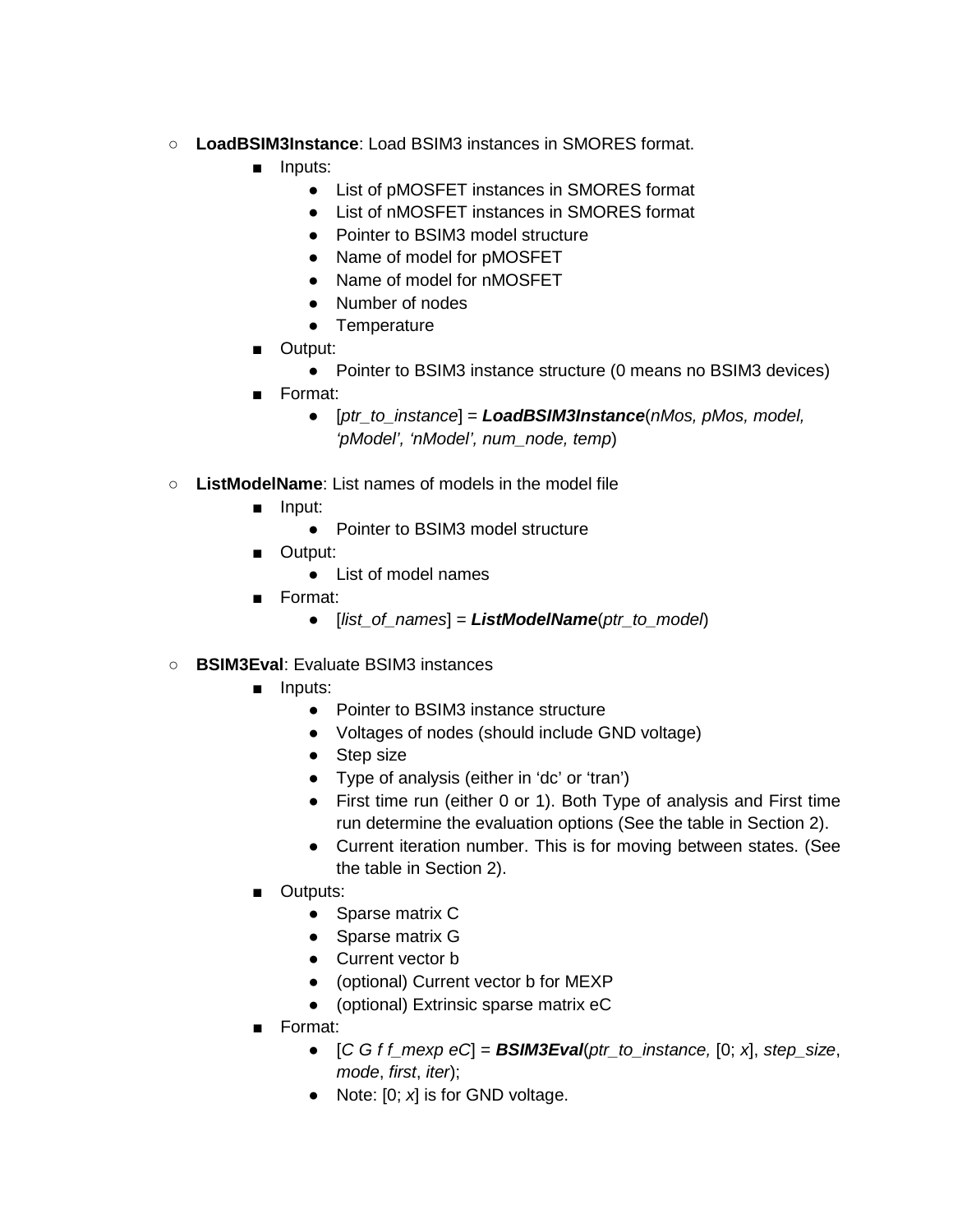- **LoadBSIM3Instance**: Load BSIM3 instances in SMORES format.
  - Inputs:
    - List of pMOSFET instances in SMORES format
    - List of nMOSFET instances in SMORES format
    - Pointer to BSIM3 model structure
    - Name of model for pMOSFET
    - Name of model for nMOSFET
    - Number of nodes
    - Temperature
  - Output:
    - Pointer to BSIM3 instance structure (0 means no BSIM3 devices)
  - Format:
    - [*ptr_to_instance*] = ***LoadBSIM3Instance***(*nMos, pMos, model, ‘pModel’, ‘nModel’, num_node, temp*)

- **ListModelName**: List names of models in the model file
  - Input:
    - Pointer to BSIM3 model structure
  - Output:
    - List of model names
  - Format:
    - [*list_of_names*] = ***ListModelName***(*ptr_to_model*)

- **BSIM3Eval**: Evaluate BSIM3 instances
  - Inputs:
    - Pointer to BSIM3 instance structure
    - Voltages of nodes (should include GND voltage)
    - Step size
    - Type of analysis (either in ‘dc’ or ‘tran’)
    - First time run (either 0 or 1). Both Type of analysis and First time run determine the evaluation options (See the table in Section 2).
    - Current iteration number. This is for moving between states. (See the table in Section 2).
  - Outputs:
    - Sparse matrix C
    - Sparse matrix G
    - Current vector b
    - (optional) Current vector b for MEXP
    - (optional) Extrinsic sparse matrix eC
  - Format:
    - [*C G f f_mexp eC*] = ***BSIM3Eval***(*ptr_to_instance,* [0; *x*], *step_size*, *mode*, *first*, *iter*);
    - Note: [0; *x*] is for GND voltage.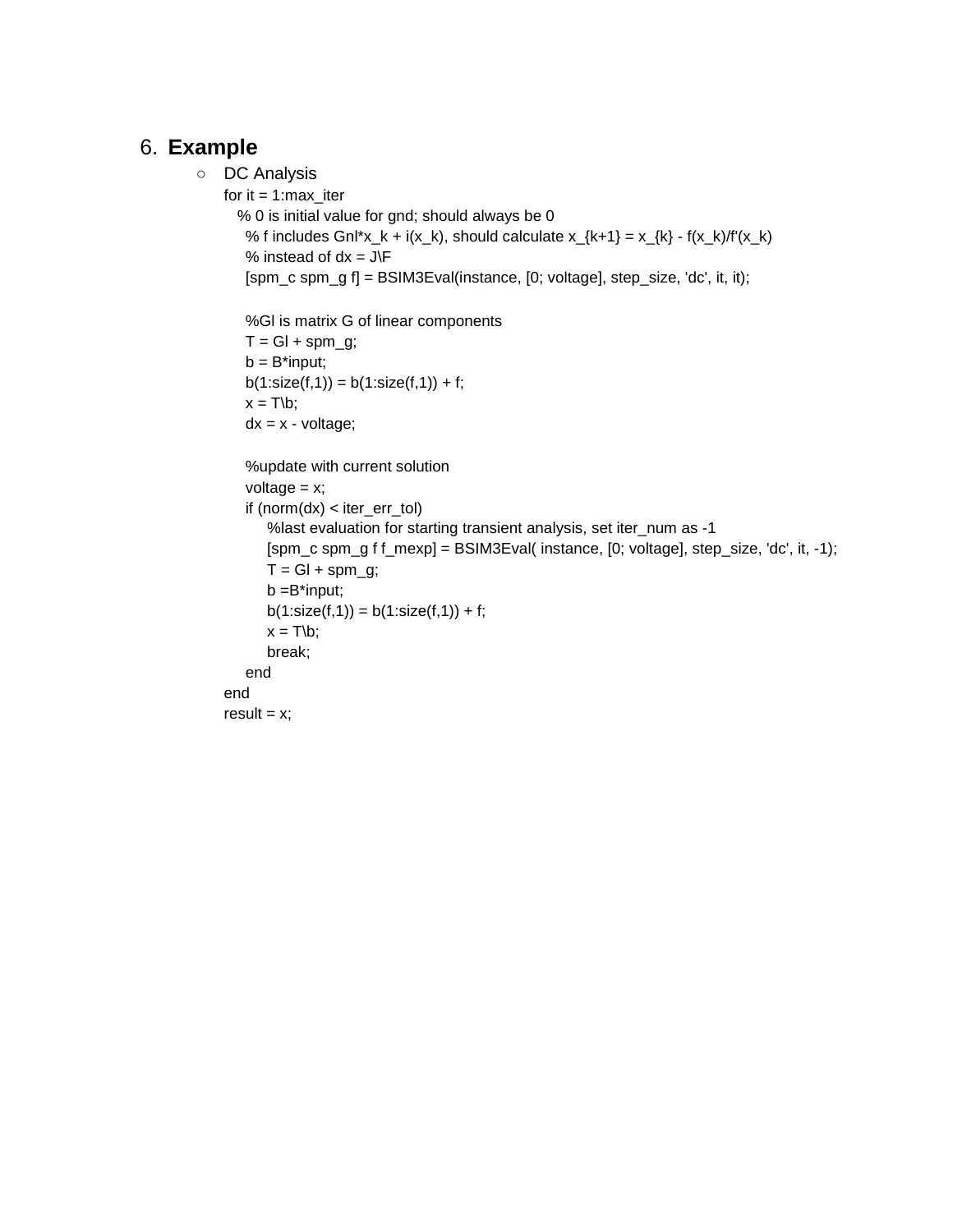6. **Example**

   - DC Analysis

```
for it = 1:max_iter
  % 0 is initial value for gnd; should always be 0
   % f includes Gnl*x_k + i(x_k), should calculate x_{k+1} = x_{k} - f(x_k)/f'(x_k)
   % instead of dx = J\F
   [spm_c spm_g f] = BSIM3Eval(instance, [0; voltage], step_size, 'dc', it, it);

   %Gl is matrix G of linear components
   T = Gl + spm_g;
   b = B*input;
   b(1:size(f,1)) = b(1:size(f,1)) + f;
   x = T\b;
   dx = x - voltage;

   %update with current solution
   voltage = x;
   if (norm(dx) < iter_err_tol)
       %last evaluation for starting transient analysis, set iter_num as -1
       [spm_c spm_g f f_mexp] = BSIM3Eval( instance, [0; voltage], step_size, 'dc', it, -1);
       T = Gl + spm_g;
       b =B*input;
       b(1:size(f,1)) = b(1:size(f,1)) + f;
       x = T\b;
       break;
   end
end
result = x;
```